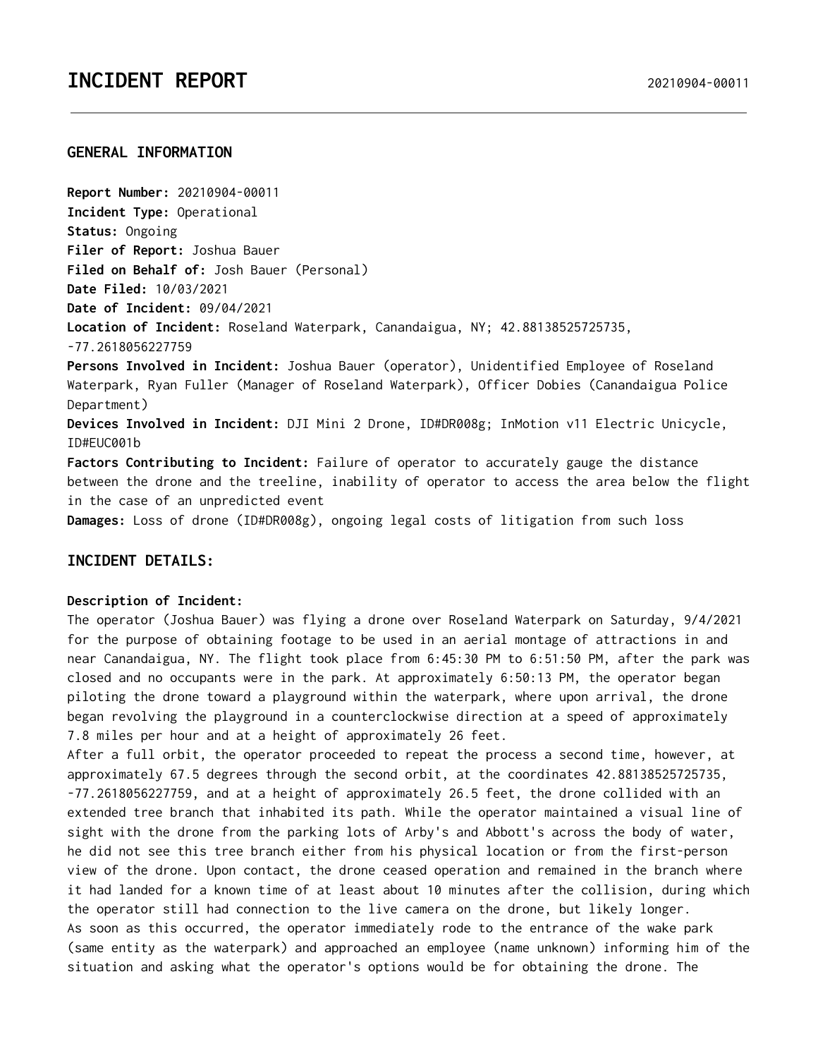# INCIDENT REPORT

20210904-00011

## GENERAL INFORMATION

**Report Number:** 20210904-00011
**Incident Type:** Operational
**Status:** Ongoing
**Filer of Report:** Joshua Bauer
**Filed on Behalf of:** Josh Bauer (Personal)
**Date Filed:** 10/03/2021
**Date of Incident:** 09/04/2021
**Location of Incident:** Roseland Waterpark, Canandaigua, NY; 42.88138525725735, -77.2618056227759
**Persons Involved in Incident:** Joshua Bauer (operator), Unidentified Employee of Roseland Waterpark, Ryan Fuller (Manager of Roseland Waterpark), Officer Dobies (Canandaigua Police Department)
**Devices Involved in Incident:** DJI Mini 2 Drone, ID#DR008g; InMotion v11 Electric Unicycle, ID#EUC001b
**Factors Contributing to Incident:** Failure of operator to accurately gauge the distance between the drone and the treeline, inability of operator to access the area below the flight in the case of an unpredicted event
**Damages:** Loss of drone (ID#DR008g), ongoing legal costs of litigation from such loss

## INCIDENT DETAILS:

**Description of Incident:**

The operator (Joshua Bauer) was flying a drone over Roseland Waterpark on Saturday, 9/4/2021 for the purpose of obtaining footage to be used in an aerial montage of attractions in and near Canandaigua, NY. The flight took place from 6:45:30 PM to 6:51:50 PM, after the park was closed and no occupants were in the park. At approximately 6:50:13 PM, the operator began piloting the drone toward a playground within the waterpark, where upon arrival, the drone began revolving the playground in a counterclockwise direction at a speed of approximately 7.8 miles per hour and at a height of approximately 26 feet.

After a full orbit, the operator proceeded to repeat the process a second time, however, at approximately 67.5 degrees through the second orbit, at the coordinates 42.88138525725735, -77.2618056227759, and at a height of approximately 26.5 feet, the drone collided with an extended tree branch that inhabited its path. While the operator maintained a visual line of sight with the drone from the parking lots of Arby's and Abbott's across the body of water, he did not see this tree branch either from his physical location or from the first-person view of the drone. Upon contact, the drone ceased operation and remained in the branch where it had landed for a known time of at least about 10 minutes after the collision, during which the operator still had connection to the live camera on the drone, but likely longer.

As soon as this occurred, the operator immediately rode to the entrance of the wake park (same entity as the waterpark) and approached an employee (name unknown) informing him of the situation and asking what the operator's options would be for obtaining the drone. The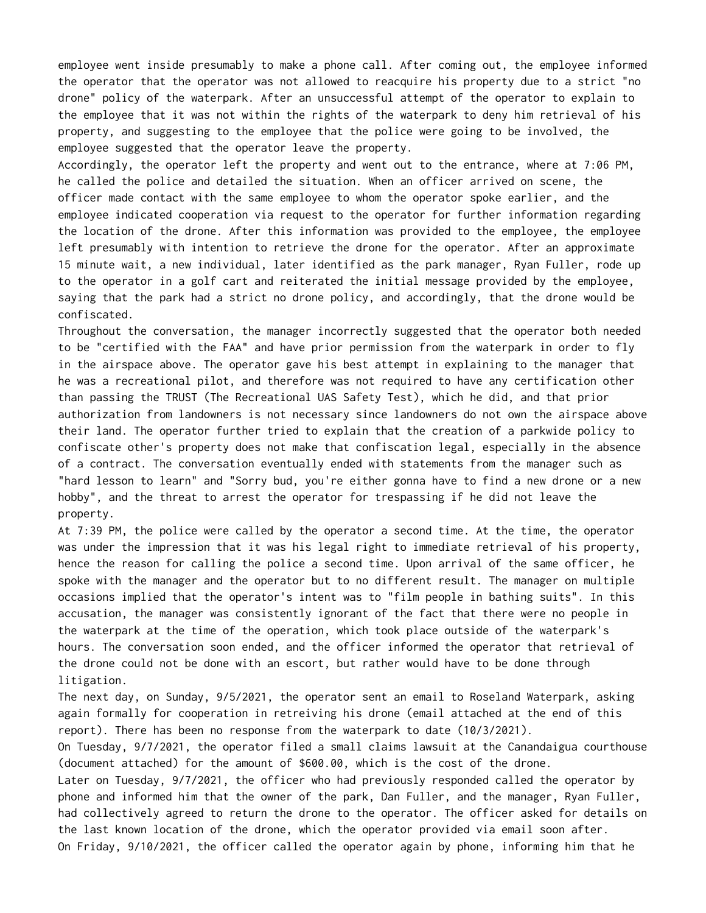employee went inside presumably to make a phone call. After coming out, the employee informed the operator that the operator was not allowed to reacquire his property due to a strict "no drone" policy of the waterpark. After an unsuccessful attempt of the operator to explain to the employee that it was not within the rights of the waterpark to deny him retrieval of his property, and suggesting to the employee that the police were going to be involved, the employee suggested that the operator leave the property.

Accordingly, the operator left the property and went out to the entrance, where at 7:06 PM, he called the police and detailed the situation. When an officer arrived on scene, the officer made contact with the same employee to whom the operator spoke earlier, and the employee indicated cooperation via request to the operator for further information regarding the location of the drone. After this information was provided to the employee, the employee left presumably with intention to retrieve the drone for the operator. After an approximate 15 minute wait, a new individual, later identified as the park manager, Ryan Fuller, rode up to the operator in a golf cart and reiterated the initial message provided by the employee, saying that the park had a strict no drone policy, and accordingly, that the drone would be confiscated.

Throughout the conversation, the manager incorrectly suggested that the operator both needed to be "certified with the FAA" and have prior permission from the waterpark in order to fly in the airspace above. The operator gave his best attempt in explaining to the manager that he was a recreational pilot, and therefore was not required to have any certification other than passing the TRUST (The Recreational UAS Safety Test), which he did, and that prior authorization from landowners is not necessary since landowners do not own the airspace above their land. The operator further tried to explain that the creation of a parkwide policy to confiscate other's property does not make that confiscation legal, especially in the absence of a contract. The conversation eventually ended with statements from the manager such as "hard lesson to learn" and "Sorry bud, you're either gonna have to find a new drone or a new hobby", and the threat to arrest the operator for trespassing if he did not leave the property.

At 7:39 PM, the police were called by the operator a second time. At the time, the operator was under the impression that it was his legal right to immediate retrieval of his property, hence the reason for calling the police a second time. Upon arrival of the same officer, he spoke with the manager and the operator but to no different result. The manager on multiple occasions implied that the operator's intent was to "film people in bathing suits". In this accusation, the manager was consistently ignorant of the fact that there were no people in the waterpark at the time of the operation, which took place outside of the waterpark's hours. The conversation soon ended, and the officer informed the operator that retrieval of the drone could not be done with an escort, but rather would have to be done through litigation.

The next day, on Sunday, 9/5/2021, the operator sent an email to Roseland Waterpark, asking again formally for cooperation in retreiving his drone (email attached at the end of this report). There has been no response from the waterpark to date (10/3/2021).

On Tuesday, 9/7/2021, the operator filed a small claims lawsuit at the Canandaigua courthouse (document attached) for the amount of $600.00, which is the cost of the drone.

Later on Tuesday, 9/7/2021, the officer who had previously responded called the operator by phone and informed him that the owner of the park, Dan Fuller, and the manager, Ryan Fuller, had collectively agreed to return the drone to the operator. The officer asked for details on the last known location of the drone, which the operator provided via email soon after.

On Friday, 9/10/2021, the officer called the operator again by phone, informing him that he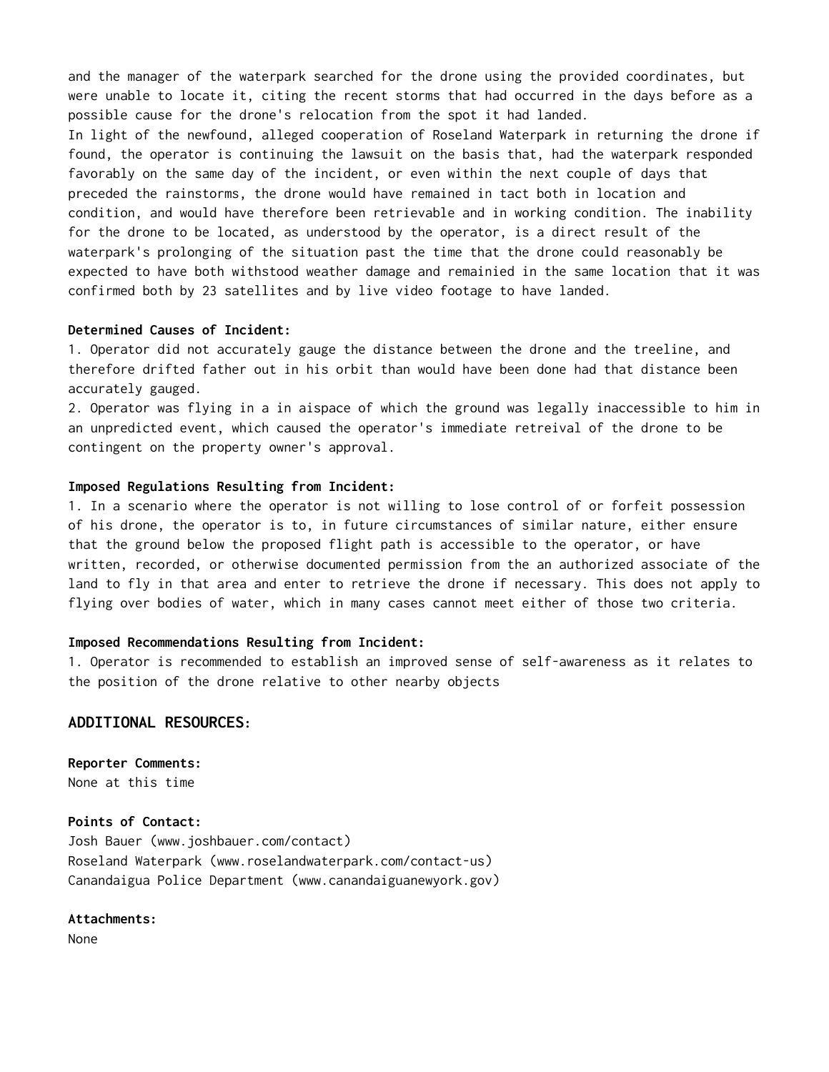and the manager of the waterpark searched for the drone using the provided coordinates, but were unable to locate it, citing the recent storms that had occurred in the days before as a possible cause for the drone's relocation from the spot it had landed.
In light of the newfound, alleged cooperation of Roseland Waterpark in returning the drone if found, the operator is continuing the lawsuit on the basis that, had the waterpark responded favorably on the same day of the incident, or even within the next couple of days that preceded the rainstorms, the drone would have remained in tact both in location and condition, and would have therefore been retrievable and in working condition. The inability for the drone to be located, as understood by the operator, is a direct result of the waterpark's prolonging of the situation past the time that the drone could reasonably be expected to have both withstood weather damage and remainied in the same location that it was confirmed both by 23 satellites and by live video footage to have landed.

**Determined Causes of Incident:**
1. Operator did not accurately gauge the distance between the drone and the treeline, and therefore drifted father out in his orbit than would have been done had that distance been accurately gauged.
2. Operator was flying in a in aispace of which the ground was legally inaccessible to him in an unpredicted event, which caused the operator's immediate retreival of the drone to be contingent on the property owner's approval.

**Imposed Regulations Resulting from Incident:**
1. In a scenario where the operator is not willing to lose control of or forfeit possession of his drone, the operator is to, in future circumstances of similar nature, either ensure that the ground below the proposed flight path is accessible to the operator, or have written, recorded, or otherwise documented permission from the an authorized associate of the land to fly in that area and enter to retrieve the drone if necessary. This does not apply to flying over bodies of water, which in many cases cannot meet either of those two criteria.

**Imposed Recommendations Resulting from Incident:**
1. Operator is recommended to establish an improved sense of self-awareness as it relates to the position of the drone relative to other nearby objects

## ADDITIONAL RESOURCES:

**Reporter Comments:**
None at this time

**Points of Contact:**
Josh Bauer (www.joshbauer.com/contact)
Roseland Waterpark (www.roselandwaterpark.com/contact-us)
Canandaigua Police Department (www.canandaiguanewyork.gov)

**Attachments:**
None